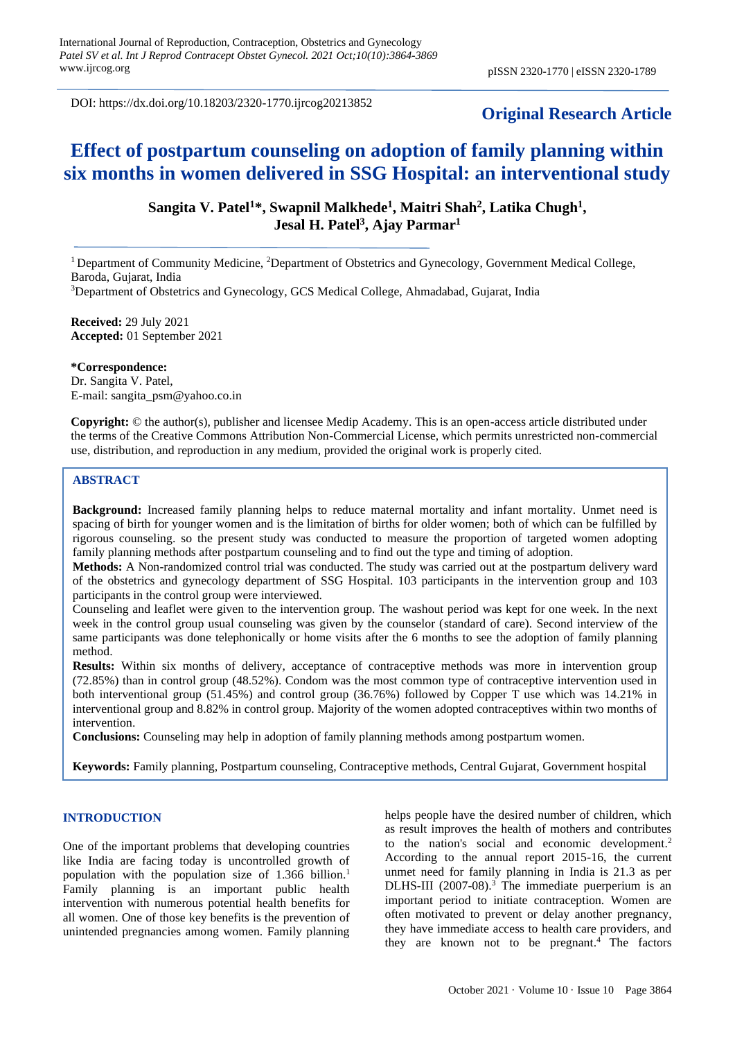DOI: https://dx.doi.org/10.18203/2320-1770.ijrcog20213852

**Original Research Article**

# Effect of postpartum counseling on adoption of family planning within six months in women delivered in SSG Hospital: an interventional study

**Sangita V. Patel[1]*, Swapnil Malkhede[1], Maitri Shah[2], Latika Chugh[1], Jesal H. Patel[3], Ajay Parmar[1]**

[1] Department of Community Medicine, [2]Department of Obstetrics and Gynecology, Government Medical College, Baroda, Gujarat, India

[3]Department of Obstetrics and Gynecology, GCS Medical College, Ahmadabad, Gujarat, India

**Received:** 29 July 2021
**Accepted:** 01 September 2021

***Correspondence:**
Dr. Sangita V. Patel,
E-mail: sangita_psm@yahoo.co.in

**Copyright:** © the author(s), publisher and licensee Medip Academy. This is an open-access article distributed under the terms of the Creative Commons Attribution Non-Commercial License, which permits unrestricted non-commercial use, distribution, and reproduction in any medium, provided the original work is properly cited.

## ABSTRACT

**Background:** Increased family planning helps to reduce maternal mortality and infant mortality. Unmet need is spacing of birth for younger women and is the limitation of births for older women; both of which can be fulfilled by rigorous counseling. so the present study was conducted to measure the proportion of targeted women adopting family planning methods after postpartum counseling and to find out the type and timing of adoption.

**Methods:** A Non-randomized control trial was conducted. The study was carried out at the postpartum delivery ward of the obstetrics and gynecology department of SSG Hospital. 103 participants in the intervention group and 103 participants in the control group were interviewed.

Counseling and leaflet were given to the intervention group. The washout period was kept for one week. In the next week in the control group usual counseling was given by the counselor (standard of care). Second interview of the same participants was done telephonically or home visits after the 6 months to see the adoption of family planning method.

**Results:** Within six months of delivery, acceptance of contraceptive methods was more in intervention group (72.85%) than in control group (48.52%). Condom was the most common type of contraceptive intervention used in both interventional group (51.45%) and control group (36.76%) followed by Copper T use which was 14.21% in interventional group and 8.82% in control group. Majority of the women adopted contraceptives within two months of intervention.

**Conclusions:** Counseling may help in adoption of family planning methods among postpartum women.

**Keywords:** Family planning, Postpartum counseling, Contraceptive methods, Central Gujarat, Government hospital

## INTRODUCTION

One of the important problems that developing countries like India are facing today is uncontrolled growth of population with the population size of 1.366 billion.[1] Family planning is an important public health intervention with numerous potential health benefits for all women. One of those key benefits is the prevention of unintended pregnancies among women. Family planning helps people have the desired number of children, which as result improves the health of mothers and contributes to the nation's social and economic development.[2] According to the annual report 2015-16, the current unmet need for family planning in India is 21.3 as per DLHS-III (2007-08).[3] The immediate puerperium is an important period to initiate contraception. Women are often motivated to prevent or delay another pregnancy, they have immediate access to health care providers, and they are known not to be pregnant.[4] The factors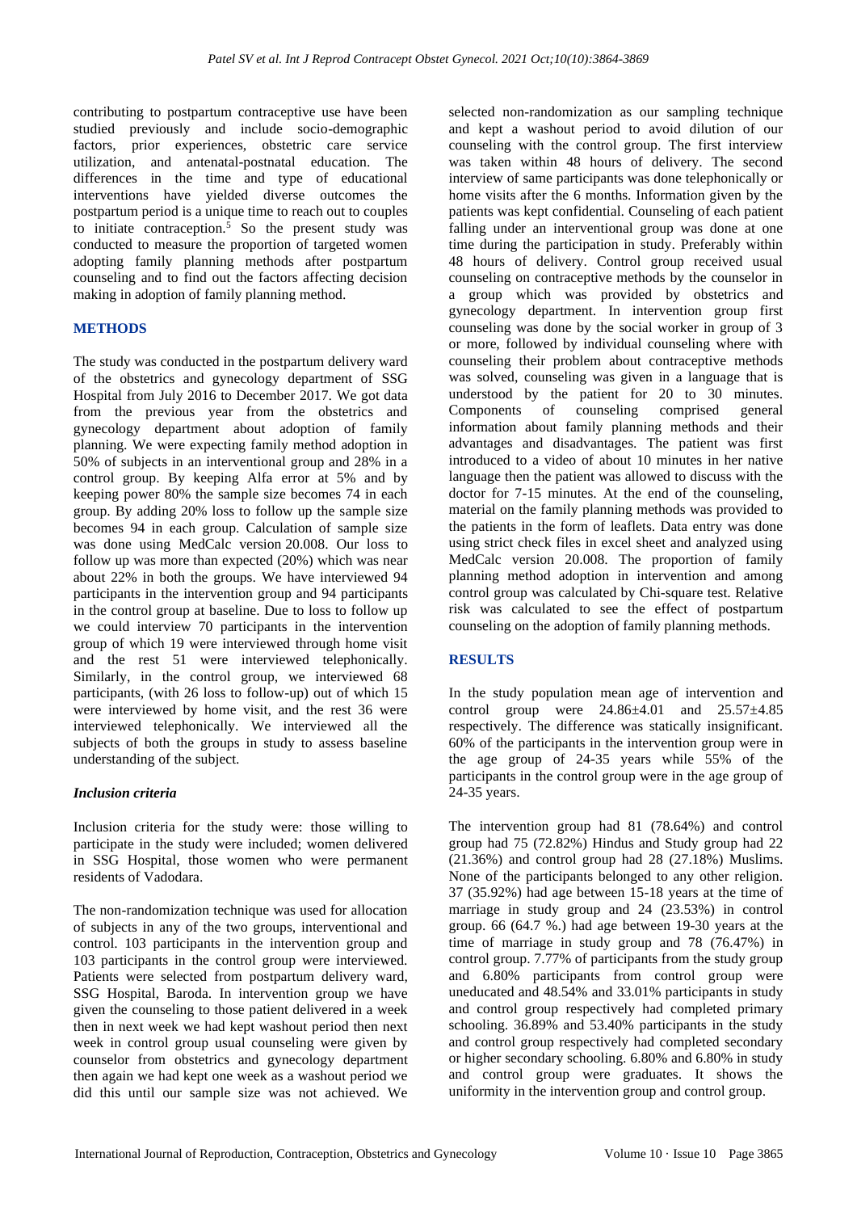contributing to postpartum contraceptive use have been studied previously and include socio-demographic factors, prior experiences, obstetric care service utilization, and antenatal-postnatal education. The differences in the time and type of educational interventions have yielded diverse outcomes the postpartum period is a unique time to reach out to couples to initiate contraception.[5] So the present study was conducted to measure the proportion of targeted women adopting family planning methods after postpartum counseling and to find out the factors affecting decision making in adoption of family planning method.

## METHODS

The study was conducted in the postpartum delivery ward of the obstetrics and gynecology department of SSG Hospital from July 2016 to December 2017. We got data from the previous year from the obstetrics and gynecology department about adoption of family planning. We were expecting family method adoption in 50% of subjects in an interventional group and 28% in a control group. By keeping Alfa error at 5% and by keeping power 80% the sample size becomes 74 in each group. By adding 20% loss to follow up the sample size becomes 94 in each group. Calculation of sample size was done using MedCalc version 20.008. Our loss to follow up was more than expected (20%) which was near about 22% in both the groups. We have interviewed 94 participants in the intervention group and 94 participants in the control group at baseline. Due to loss to follow up we could interview 70 participants in the intervention group of which 19 were interviewed through home visit and the rest 51 were interviewed telephonically. Similarly, in the control group, we interviewed 68 participants, (with 26 loss to follow-up) out of which 15 were interviewed by home visit, and the rest 36 were interviewed telephonically. We interviewed all the subjects of both the groups in study to assess baseline understanding of the subject.

### *Inclusion criteria*

Inclusion criteria for the study were: those willing to participate in the study were included; women delivered in SSG Hospital, those women who were permanent residents of Vadodara.

The non-randomization technique was used for allocation of subjects in any of the two groups, interventional and control. 103 participants in the intervention group and 103 participants in the control group were interviewed. Patients were selected from postpartum delivery ward, SSG Hospital, Baroda. In intervention group we have given the counseling to those patient delivered in a week then in next week we had kept washout period then next week in control group usual counseling were given by counselor from obstetrics and gynecology department then again we had kept one week as a washout period we did this until our sample size was not achieved. We selected non-randomization as our sampling technique and kept a washout period to avoid dilution of our counseling with the control group. The first interview was taken within 48 hours of delivery. The second interview of same participants was done telephonically or home visits after the 6 months. Information given by the patients was kept confidential. Counseling of each patient falling under an interventional group was done at one time during the participation in study. Preferably within 48 hours of delivery. Control group received usual counseling on contraceptive methods by the counselor in a group which was provided by obstetrics and gynecology department. In intervention group first counseling was done by the social worker in group of 3 or more, followed by individual counseling where with counseling their problem about contraceptive methods was solved, counseling was given in a language that is understood by the patient for 20 to 30 minutes. Components of counseling comprised general information about family planning methods and their advantages and disadvantages. The patient was first introduced to a video of about 10 minutes in her native language then the patient was allowed to discuss with the doctor for 7-15 minutes. At the end of the counseling, material on the family planning methods was provided to the patients in the form of leaflets. Data entry was done using strict check files in excel sheet and analyzed using MedCalc version 20.008. The proportion of family planning method adoption in intervention and among control group was calculated by Chi-square test. Relative risk was calculated to see the effect of postpartum counseling on the adoption of family planning methods.

## RESULTS

In the study population mean age of intervention and control group were 24.86±4.01 and 25.57±4.85 respectively. The difference was statically insignificant. 60% of the participants in the intervention group were in the age group of 24-35 years while 55% of the participants in the control group were in the age group of 24-35 years.

The intervention group had 81 (78.64%) and control group had 75 (72.82%) Hindus and Study group had 22 (21.36%) and control group had 28 (27.18%) Muslims. None of the participants belonged to any other religion. 37 (35.92%) had age between 15-18 years at the time of marriage in study group and 24 (23.53%) in control group. 66 (64.7 %.) had age between 19-30 years at the time of marriage in study group and 78 (76.47%) in control group. 7.77% of participants from the study group and 6.80% participants from control group were uneducated and 48.54% and 33.01% participants in study and control group respectively had completed primary schooling. 36.89% and 53.40% participants in the study and control group respectively had completed secondary or higher secondary schooling. 6.80% and 6.80% in study and control group were graduates. It shows the uniformity in the intervention group and control group.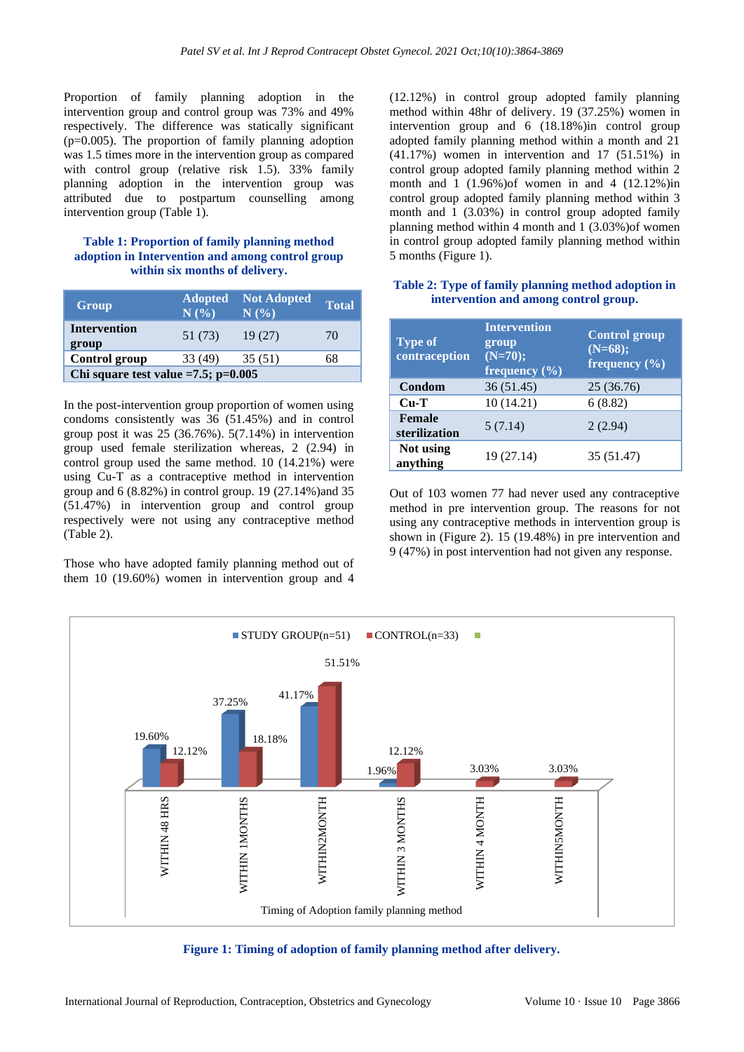Proportion of family planning adoption in the intervention group and control group was 73% and 49% respectively. The difference was statically significant (p=0.005). The proportion of family planning adoption was 1.5 times more in the intervention group as compared with control group (relative risk 1.5). 33% family planning adoption in the intervention group was attributed due to postpartum counselling among intervention group (Table 1).

**Table 1: Proportion of family planning method adoption in Intervention and among control group within six months of delivery.**

| Group | Adopted N (%) | Not Adopted N (%) | Total |
|---|---|---|---|
| Intervention group | 51 (73) | 19 (27) | 70 |
| Control group | 33 (49) | 35 (51) | 68 |
| Chi square test value =7.5; p=0.005 | | | |

In the post-intervention group proportion of women using condoms consistently was 36 (51.45%) and in control group post it was 25 (36.76%). 5(7.14%) in intervention group used female sterilization whereas, 2 (2.94) in control group used the same method. 10 (14.21%) were using Cu-T as a contraceptive method in intervention group and 6 (8.82%) in control group. 19 (27.14%)and 35 (51.47%) in intervention group and control group respectively were not using any contraceptive method (Table 2).

Those who have adopted family planning method out of them 10 (19.60%) women in intervention group and 4 (12.12%) in control group adopted family planning method within 48hr of delivery. 19 (37.25%) women in intervention group and 6 (18.18%)in control group adopted family planning method within a month and 21 (41.17%) women in intervention and 17 (51.51%) in control group adopted family planning method within 2 month and 1 (1.96%)of women in and 4 (12.12%)in control group adopted family planning method within 3 month and 1 (3.03%) in control group adopted family planning method within 4 month and 1 (3.03%)of women in control group adopted family planning method within 5 months (Figure 1).

**Table 2: Type of family planning method adoption in intervention and among control group.**

| Type of contraception | Intervention group (N=70); frequency (%) | Control group (N=68); frequency (%) |
|---|---|---|
| Condom | 36 (51.45) | 25 (36.76) |
| Cu-T | 10 (14.21) | 6 (8.82) |
| Female sterilization | 5 (7.14) | 2 (2.94) |
| Not using anything | 19 (27.14) | 35 (51.47) |

Out of 103 women 77 had never used any contraceptive method in pre intervention group. The reasons for not using any contraceptive methods in intervention group is shown in (Figure 2). 15 (19.48%) in pre intervention and 9 (47%) in post intervention had not given any response.

STUDY GROUP(n=51)
CONTROL(n=33)

19.60%
12.12%
37.25%
18.18%
41.17%
51.51%
1.96%
12.12%
3.03%
3.03%

WITHIN 48 HRS
WITHIN 1MONTHS
WITHIN2MONTH
WITHIN 3 MONTHS
WITHIN 4 MONTH
WITHIN5MONTH

Timing of Adoption family planning method

**Figure 1: Timing of adoption of family planning method after delivery.**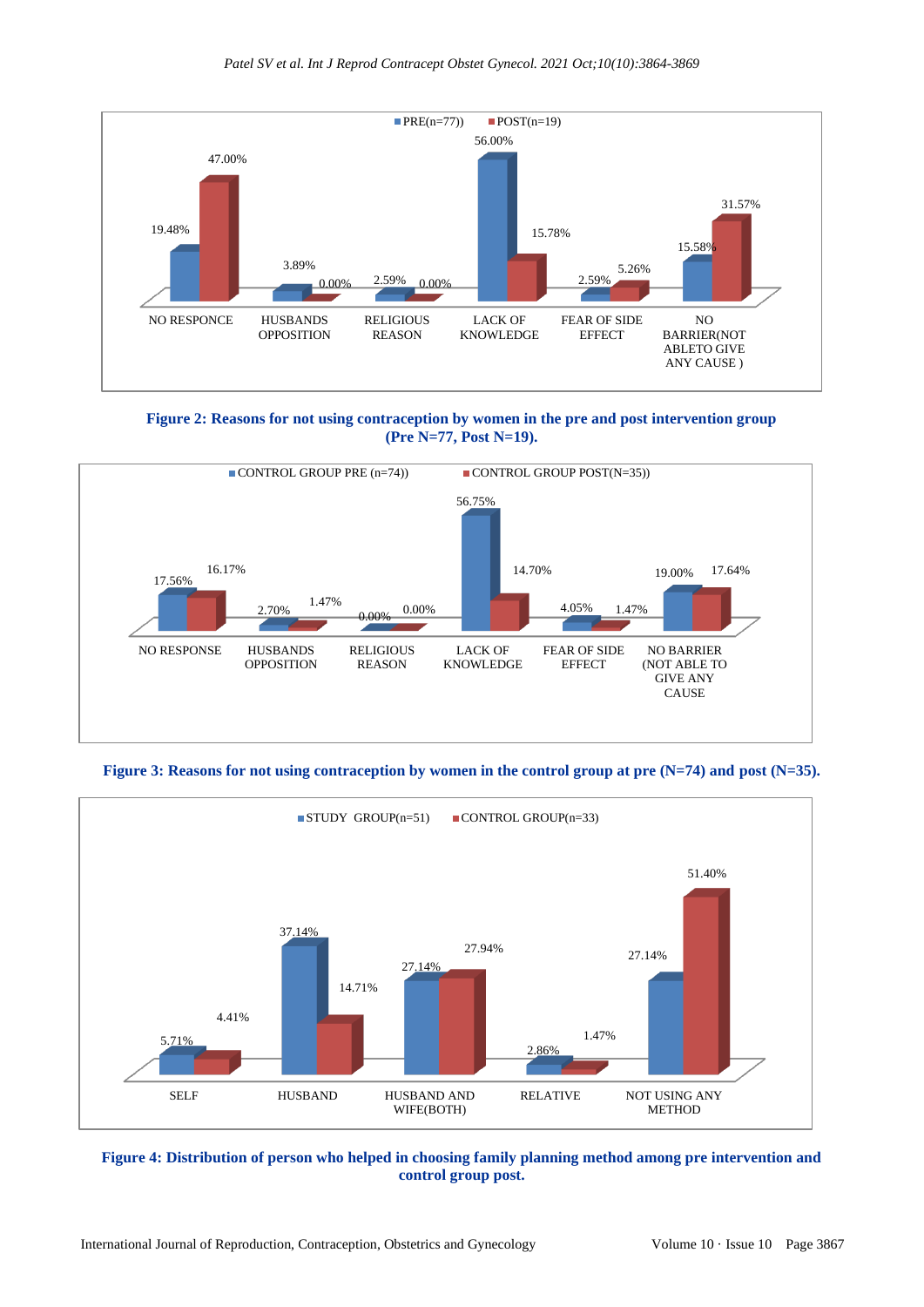PRE(n=77)) POST(n=19)

19.48%
47.00%
3.89%
0.00%
2.59%
0.00%
56.00%
15.78%
2.59%
5.26%
15.58%
31.57%

NO RESPONCE
HUSBANDS OPPOSITION
RELIGIOUS REASON
LACK OF KNOWLEDGE
FEAR OF SIDE EFFECT
NO BARRIER(NOT ABLETO GIVE ANY CAUSE )

**Figure 2: Reasons for not using contraception by women in the pre and post intervention group (Pre N=77, Post N=19).**

CONTROL GROUP PRE (n=74)) CONTROL GROUP POST(N=35))

17.56%
16.17%
2.70%
1.47%
0.00%
0.00%
56.75%
14.70%
4.05%
1.47%
19.00%
17.64%

NO RESPONSE
HUSBANDS OPPOSITION
RELIGIOUS REASON
LACK OF KNOWLEDGE
FEAR OF SIDE EFFECT
NO BARRIER (NOT ABLE TO GIVE ANY CAUSE

**Figure 3: Reasons for not using contraception by women in the control group at pre (N=74) and post (N=35).**

STUDY GROUP(n=51) CONTROL GROUP(n=33)

5.71%
4.41%
37.14%
14.71%
27.14%
27.94%
2.86%
1.47%
27.14%
51.40%

SELF
HUSBAND
HUSBAND AND WIFE(BOTH)
RELATIVE
NOT USING ANY METHOD

**Figure 4: Distribution of person who helped in choosing family planning method among pre intervention and control group post.**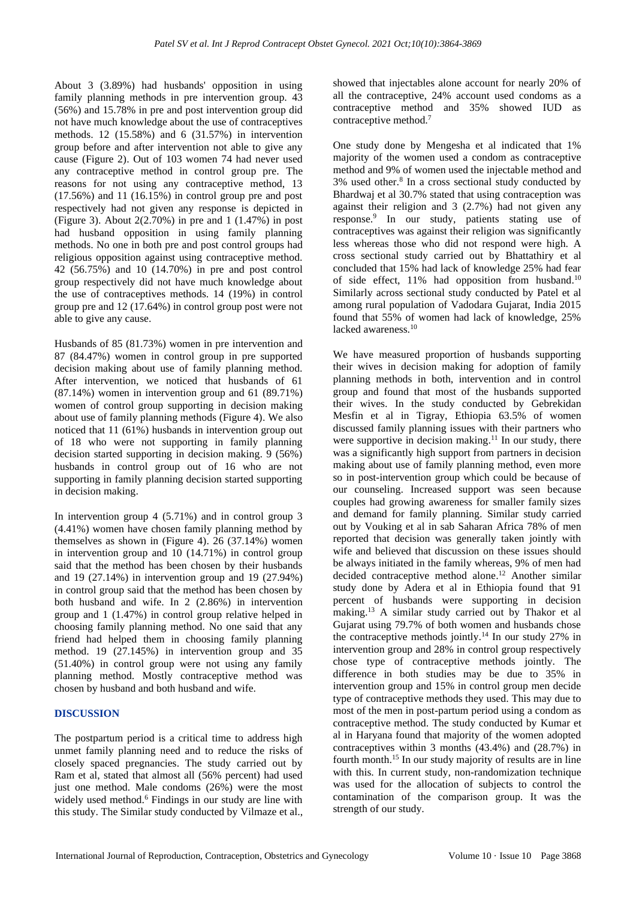About 3 (3.89%) had husbands' opposition in using family planning methods in pre intervention group. 43 (56%) and 15.78% in pre and post intervention group did not have much knowledge about the use of contraceptives methods. 12 (15.58%) and 6 (31.57%) in intervention group before and after intervention not able to give any cause (Figure 2). Out of 103 women 74 had never used any contraceptive method in control group pre. The reasons for not using any contraceptive method, 13 (17.56%) and 11 (16.15%) in control group pre and post respectively had not given any response is depicted in (Figure 3). About 2(2.70%) in pre and 1 (1.47%) in post had husband opposition in using family planning methods. No one in both pre and post control groups had religious opposition against using contraceptive method. 42 (56.75%) and 10 (14.70%) in pre and post control group respectively did not have much knowledge about the use of contraceptives methods. 14 (19%) in control group pre and 12 (17.64%) in control group post were not able to give any cause.

Husbands of 85 (81.73%) women in pre intervention and 87 (84.47%) women in control group in pre supported decision making about use of family planning method. After intervention, we noticed that husbands of 61 (87.14%) women in intervention group and 61 (89.71%) women of control group supporting in decision making about use of family planning methods (Figure 4). We also noticed that 11 (61%) husbands in intervention group out of 18 who were not supporting in family planning decision started supporting in decision making. 9 (56%) husbands in control group out of 16 who are not supporting in family planning decision started supporting in decision making.

In intervention group 4 (5.71%) and in control group 3 (4.41%) women have chosen family planning method by themselves as shown in (Figure 4). 26 (37.14%) women in intervention group and 10 (14.71%) in control group said that the method has been chosen by their husbands and 19 (27.14%) in intervention group and 19 (27.94%) in control group said that the method has been chosen by both husband and wife. In 2 (2.86%) in intervention group and 1 (1.47%) in control group relative helped in choosing family planning method. No one said that any friend had helped them in choosing family planning method. 19 (27.145%) in intervention group and 35 (51.40%) in control group were not using any family planning method. Mostly contraceptive method was chosen by husband and both husband and wife.

## DISCUSSION

The postpartum period is a critical time to address high unmet family planning need and to reduce the risks of closely spaced pregnancies. The study carried out by Ram et al, stated that almost all (56% percent) had used just one method. Male condoms (26%) were the most widely used method.[6] Findings in our study are line with this study. The Similar study conducted by Vilmaze et al., showed that injectables alone account for nearly 20% of all the contraceptive, 24% account used condoms as a contraceptive method and 35% showed IUD as contraceptive method.[7]

One study done by Mengesha et al indicated that 1% majority of the women used a condom as contraceptive method and 9% of women used the injectable method and 3% used other.[8] In a cross sectional study conducted by Bhardwaj et al 30.7% stated that using contraception was against their religion and 3 (2.7%) had not given any response.[9] In our study, patients stating use of contraceptives was against their religion was significantly less whereas those who did not respond were high. A cross sectional study carried out by Bhattathiry et al concluded that 15% had lack of knowledge 25% had fear of side effect, 11% had opposition from husband.[10] Similarly across sectional study conducted by Patel et al among rural population of Vadodara Gujarat, India 2015 found that 55% of women had lack of knowledge, 25% lacked awareness.[10]

We have measured proportion of husbands supporting their wives in decision making for adoption of family planning methods in both, intervention and in control group and found that most of the husbands supported their wives. In the study conducted by Gebrekidan Mesfin et al in Tigray, Ethiopia 63.5% of women discussed family planning issues with their partners who were supportive in decision making.[11] In our study, there was a significantly high support from partners in decision making about use of family planning method, even more so in post-intervention group which could be because of our counseling. Increased support was seen because couples had growing awareness for smaller family sizes and demand for family planning. Similar study carried out by Vouking et al in sab Saharan Africa 78% of men reported that decision was generally taken jointly with wife and believed that discussion on these issues should be always initiated in the family whereas, 9% of men had decided contraceptive method alone.[12] Another similar study done by Adera et al in Ethiopia found that 91 percent of husbands were supporting in decision making.[13] A similar study carried out by Thakor et al Gujarat using 79.7% of both women and husbands chose the contraceptive methods jointly.[14] In our study 27% in intervention group and 28% in control group respectively chose type of contraceptive methods jointly. The difference in both studies may be due to 35% in intervention group and 15% in control group men decide type of contraceptive methods they used. This may due to most of the men in post-partum period using a condom as contraceptive method. The study conducted by Kumar et al in Haryana found that majority of the women adopted contraceptives within 3 months (43.4%) and (28.7%) in fourth month.[15] In our study majority of results are in line with this. In current study, non-randomization technique was used for the allocation of subjects to control the contamination of the comparison group. It was the strength of our study.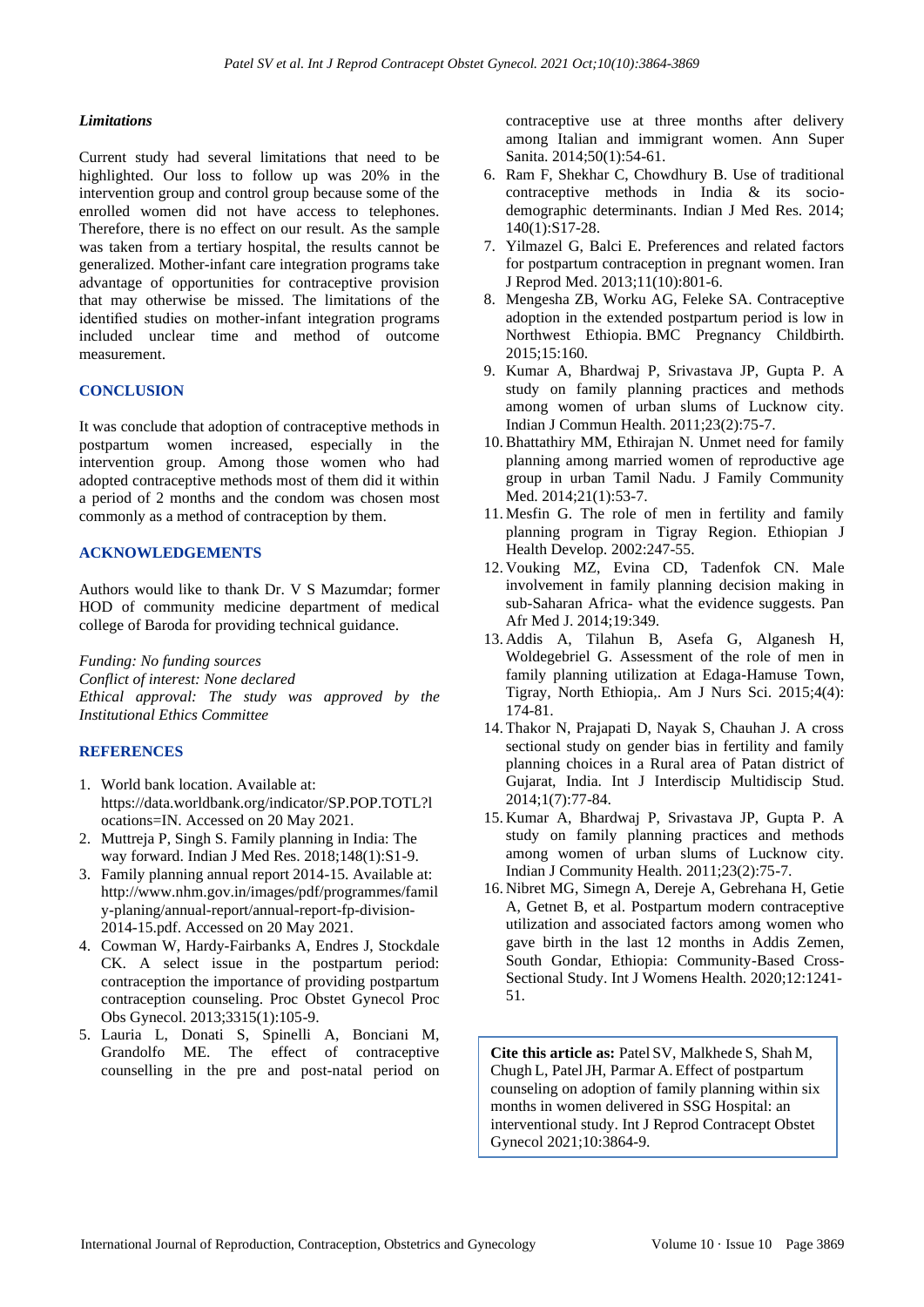### Limitations

Current study had several limitations that need to be highlighted. Our loss to follow up was 20% in the intervention group and control group because some of the enrolled women did not have access to telephones. Therefore, there is no effect on our result. As the sample was taken from a tertiary hospital, the results cannot be generalized. Mother-infant care integration programs take advantage of opportunities for contraceptive provision that may otherwise be missed. The limitations of the identified studies on mother-infant integration programs included unclear time and method of outcome measurement.

## CONCLUSION

It was conclude that adoption of contraceptive methods in postpartum women increased, especially in the intervention group. Among those women who had adopted contraceptive methods most of them did it within a period of 2 months and the condom was chosen most commonly as a method of contraception by them.

## ACKNOWLEDGEMENTS

Authors would like to thank Dr. V S Mazumdar; former HOD of community medicine department of medical college of Baroda for providing technical guidance.

*Funding: No funding sources*
*Conflict of interest: None declared*
*Ethical approval: The study was approved by the Institutional Ethics Committee*

## REFERENCES

1. World bank location. Available at: https://data.worldbank.org/indicator/SP.POP.TOTL?locations=IN. Accessed on 20 May 2021.
2. Muttreja P, Singh S. Family planning in India: The way forward. Indian J Med Res. 2018;148(1):S1-9.
3. Family planning annual report 2014-15. Available at: http://www.nhm.gov.in/images/pdf/programmes/family-planing/annual-report/annual-report-fp-division-2014-15.pdf. Accessed on 20 May 2021.
4. Cowman W, Hardy-Fairbanks A, Endres J, Stockdale CK. A select issue in the postpartum period: contraception the importance of providing postpartum contraception counseling. Proc Obstet Gynecol Proc Obs Gynecol. 2013;3315(1):105-9.
5. Lauria L, Donati S, Spinelli A, Bonciani M, Grandolfo ME. The effect of contraceptive counselling in the pre and post-natal period on contraceptive use at three months after delivery among Italian and immigrant women. Ann Super Sanita. 2014;50(1):54-61.
6. Ram F, Shekhar C, Chowdhury B. Use of traditional contraceptive methods in India & its socio-demographic determinants. Indian J Med Res. 2014; 140(1):S17-28.
7. Yilmazel G, Balci E. Preferences and related factors for postpartum contraception in pregnant women. Iran J Reprod Med. 2013;11(10):801-6.
8. Mengesha ZB, Worku AG, Feleke SA. Contraceptive adoption in the extended postpartum period is low in Northwest Ethiopia. BMC Pregnancy Childbirth. 2015;15:160.
9. Kumar A, Bhardwaj P, Srivastava JP, Gupta P. A study on family planning practices and methods among women of urban slums of Lucknow city. Indian J Commun Health. 2011;23(2):75-7.
10. Bhattathiry MM, Ethirajan N. Unmet need for family planning among married women of reproductive age group in urban Tamil Nadu. J Family Community Med. 2014;21(1):53-7.
11. Mesfin G. The role of men in fertility and family planning program in Tigray Region. Ethiopian J Health Develop. 2002:247-55.
12. Vouking MZ, Evina CD, Tadenfok CN. Male involvement in family planning decision making in sub-Saharan Africa- what the evidence suggests. Pan Afr Med J. 2014;19:349.
13. Addis A, Tilahun B, Asefa G, Alganesh H, Woldegebriel G. Assessment of the role of men in family planning utilization at Edaga-Hamuse Town, Tigray, North Ethiopia,. Am J Nurs Sci. 2015;4(4): 174-81.
14. Thakor N, Prajapati D, Nayak S, Chauhan J. A cross sectional study on gender bias in fertility and family planning choices in a Rural area of Patan district of Gujarat, India. Int J Interdiscip Multidiscip Stud. 2014;1(7):77-84.
15. Kumar A, Bhardwaj P, Srivastava JP, Gupta P. A study on family planning practices and methods among women of urban slums of Lucknow city. Indian J Community Health. 2011;23(2):75-7.
16. Nibret MG, Simegn A, Dereje A, Gebrehana H, Getie A, Getnet B, et al. Postpartum modern contraceptive utilization and associated factors among women who gave birth in the last 12 months in Addis Zemen, South Gondar, Ethiopia: Community-Based Cross-Sectional Study. Int J Womens Health. 2020;12:1241-51.

**Cite this article as:** Patel SV, Malkhede S, Shah M, Chugh L, Patel JH, Parmar A. Effect of postpartum counseling on adoption of family planning within six months in women delivered in SSG Hospital: an interventional study. Int J Reprod Contracept Obstet Gynecol 2021;10:3864-9.